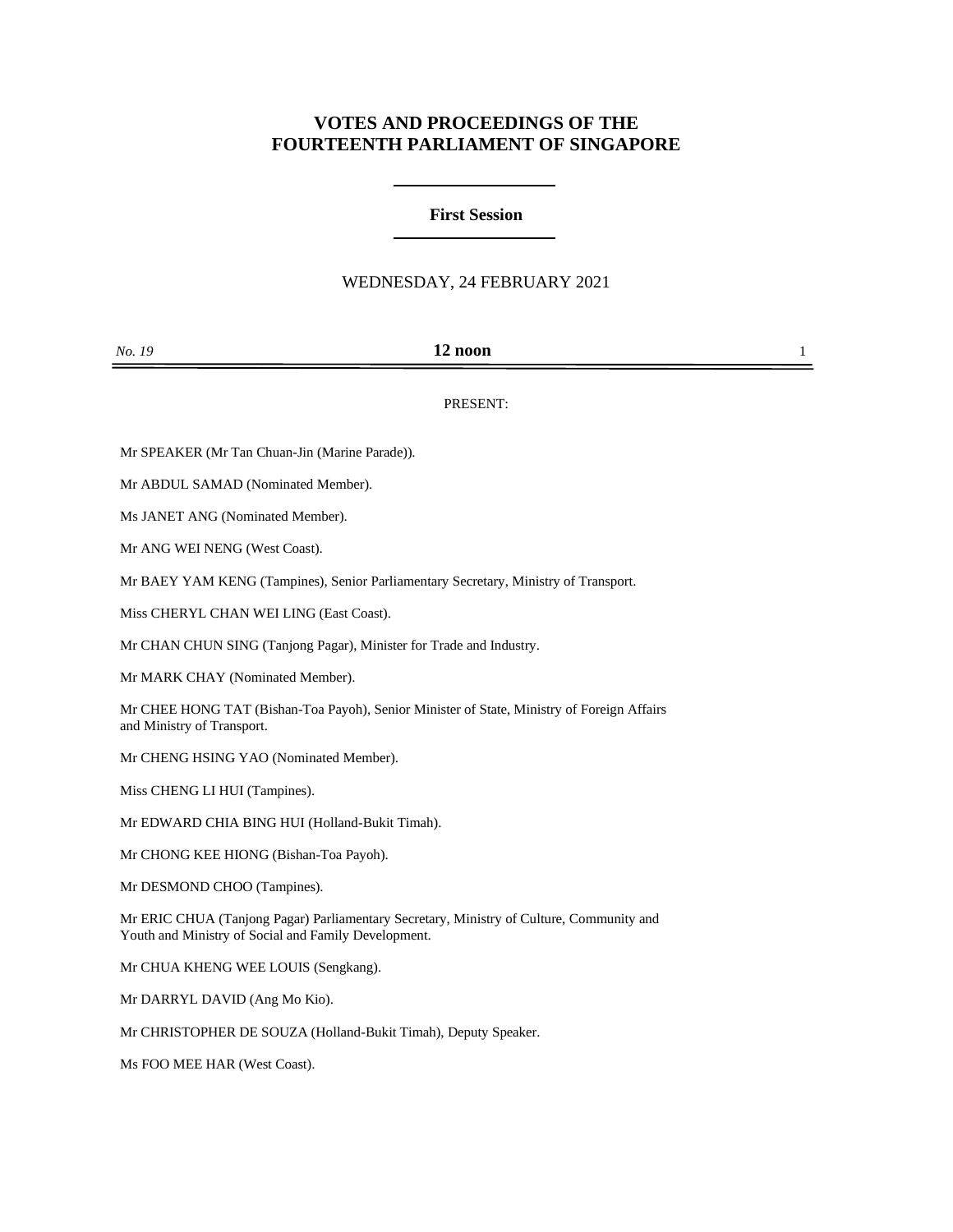# VOTES AND PROCEEDINGS OF THE FOURTEENTH PARLIAMENT OF SINGAPORE

## First Session

WEDNESDAY, 24 FEBRUARY 2021

*No. 19* **12 noon**

PRESENT:

Mr SPEAKER (Mr Tan Chuan-Jin (Marine Parade)).

Mr ABDUL SAMAD (Nominated Member).

Ms JANET ANG (Nominated Member).

Mr ANG WEI NENG (West Coast).

Mr BAEY YAM KENG (Tampines), Senior Parliamentary Secretary, Ministry of Transport.

Miss CHERYL CHAN WEI LING (East Coast).

Mr CHAN CHUN SING (Tanjong Pagar), Minister for Trade and Industry.

Mr MARK CHAY (Nominated Member).

Mr CHEE HONG TAT (Bishan-Toa Payoh), Senior Minister of State, Ministry of Foreign Affairs and Ministry of Transport.

Mr CHENG HSING YAO (Nominated Member).

Miss CHENG LI HUI (Tampines).

Mr EDWARD CHIA BING HUI (Holland-Bukit Timah).

Mr CHONG KEE HIONG (Bishan-Toa Payoh).

Mr DESMOND CHOO (Tampines).

Mr ERIC CHUA (Tanjong Pagar) Parliamentary Secretary, Ministry of Culture, Community and Youth and Ministry of Social and Family Development.

Mr CHUA KHENG WEE LOUIS (Sengkang).

Mr DARRYL DAVID (Ang Mo Kio).

Mr CHRISTOPHER DE SOUZA (Holland-Bukit Timah), Deputy Speaker.

Ms FOO MEE HAR (West Coast).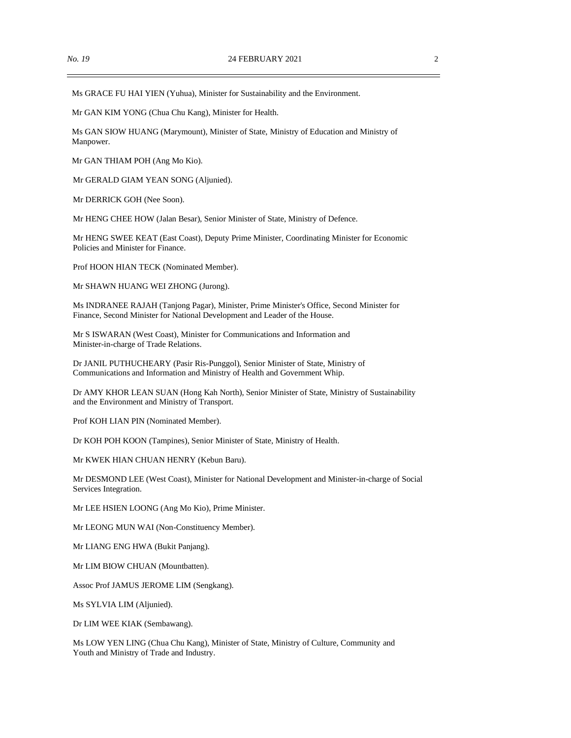Ms GRACE FU HAI YIEN (Yuhua), Minister for Sustainability and the Environment.

Mr GAN KIM YONG (Chua Chu Kang), Minister for Health.

Ms GAN SIOW HUANG (Marymount), Minister of State, Ministry of Education and Ministry of Manpower.

Mr GAN THIAM POH (Ang Mo Kio).

Mr GERALD GIAM YEAN SONG (Aljunied).

Mr DERRICK GOH (Nee Soon).

Mr HENG CHEE HOW (Jalan Besar), Senior Minister of State, Ministry of Defence.

Mr HENG SWEE KEAT (East Coast), Deputy Prime Minister, Coordinating Minister for Economic Policies and Minister for Finance.

Prof HOON HIAN TECK (Nominated Member).

Mr SHAWN HUANG WEI ZHONG (Jurong).

Ms INDRANEE RAJAH (Tanjong Pagar), Minister, Prime Minister's Office, Second Minister for Finance, Second Minister for National Development and Leader of the House.

Mr S ISWARAN (West Coast), Minister for Communications and Information and Minister-in-charge of Trade Relations.

Dr JANIL PUTHUCHEARY (Pasir Ris-Punggol), Senior Minister of State, Ministry of Communications and Information and Ministry of Health and Government Whip.

Dr AMY KHOR LEAN SUAN (Hong Kah North), Senior Minister of State, Ministry of Sustainability and the Environment and Ministry of Transport.

Prof KOH LIAN PIN (Nominated Member).

Dr KOH POH KOON (Tampines), Senior Minister of State, Ministry of Health.

Mr KWEK HIAN CHUAN HENRY (Kebun Baru).

Mr DESMOND LEE (West Coast), Minister for National Development and Minister-in-charge of Social Services Integration.

Mr LEE HSIEN LOONG (Ang Mo Kio), Prime Minister.

Mr LEONG MUN WAI (Non-Constituency Member).

Mr LIANG ENG HWA (Bukit Panjang).

Mr LIM BIOW CHUAN (Mountbatten).

Assoc Prof JAMUS JEROME LIM (Sengkang).

Ms SYLVIA LIM (Aljunied).

Dr LIM WEE KIAK (Sembawang).

Ms LOW YEN LING (Chua Chu Kang), Minister of State, Ministry of Culture, Community and Youth and Ministry of Trade and Industry.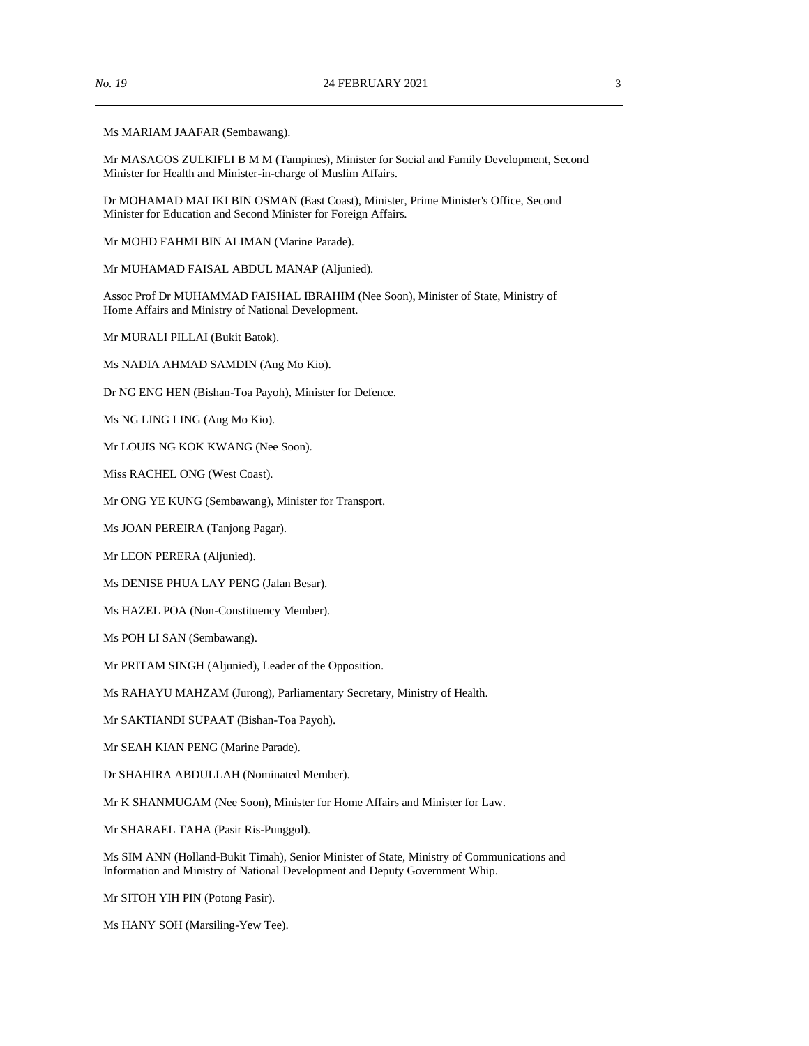Ms MARIAM JAAFAR (Sembawang).

Mr MASAGOS ZULKIFLI B M M (Tampines), Minister for Social and Family Development, Second Minister for Health and Minister-in-charge of Muslim Affairs.

Dr MOHAMAD MALIKI BIN OSMAN (East Coast), Minister, Prime Minister's Office, Second Minister for Education and Second Minister for Foreign Affairs.

Mr MOHD FAHMI BIN ALIMAN (Marine Parade).

Mr MUHAMAD FAISAL ABDUL MANAP (Aljunied).

Assoc Prof Dr MUHAMMAD FAISHAL IBRAHIM (Nee Soon), Minister of State, Ministry of Home Affairs and Ministry of National Development.

Mr MURALI PILLAI (Bukit Batok).

Ms NADIA AHMAD SAMDIN (Ang Mo Kio).

Dr NG ENG HEN (Bishan-Toa Payoh), Minister for Defence.

Ms NG LING LING (Ang Mo Kio).

Mr LOUIS NG KOK KWANG (Nee Soon).

Miss RACHEL ONG (West Coast).

Mr ONG YE KUNG (Sembawang), Minister for Transport.

Ms JOAN PEREIRA (Tanjong Pagar).

Mr LEON PERERA (Aljunied).

Ms DENISE PHUA LAY PENG (Jalan Besar).

Ms HAZEL POA (Non-Constituency Member).

Ms POH LI SAN (Sembawang).

Mr PRITAM SINGH (Aljunied), Leader of the Opposition.

Ms RAHAYU MAHZAM (Jurong), Parliamentary Secretary, Ministry of Health.

Mr SAKTIANDI SUPAAT (Bishan-Toa Payoh).

Mr SEAH KIAN PENG (Marine Parade).

Dr SHAHIRA ABDULLAH (Nominated Member).

Mr K SHANMUGAM (Nee Soon), Minister for Home Affairs and Minister for Law.

Mr SHARAEL TAHA (Pasir Ris-Punggol).

Ms SIM ANN (Holland-Bukit Timah), Senior Minister of State, Ministry of Communications and Information and Ministry of National Development and Deputy Government Whip.

Mr SITOH YIH PIN (Potong Pasir).

Ms HANY SOH (Marsiling-Yew Tee).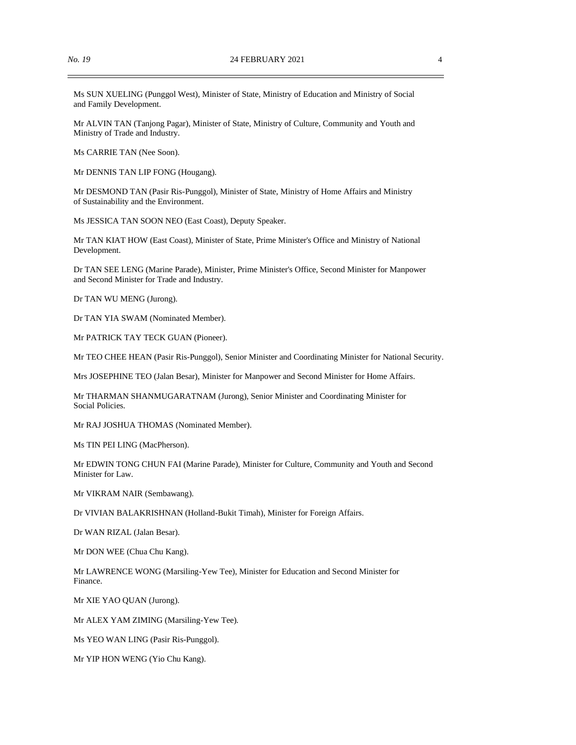Ms SUN XUELING (Punggol West), Minister of State, Ministry of Education and Ministry of Social and Family Development.

Mr ALVIN TAN (Tanjong Pagar), Minister of State, Ministry of Culture, Community and Youth and Ministry of Trade and Industry.

Ms CARRIE TAN (Nee Soon).

Mr DENNIS TAN LIP FONG (Hougang).

Mr DESMOND TAN (Pasir Ris-Punggol), Minister of State, Ministry of Home Affairs and Ministry of Sustainability and the Environment.

Ms JESSICA TAN SOON NEO (East Coast), Deputy Speaker.

Mr TAN KIAT HOW (East Coast), Minister of State, Prime Minister's Office and Ministry of National Development.

Dr TAN SEE LENG (Marine Parade), Minister, Prime Minister's Office, Second Minister for Manpower and Second Minister for Trade and Industry.

Dr TAN WU MENG (Jurong).

Dr TAN YIA SWAM (Nominated Member).

Mr PATRICK TAY TECK GUAN (Pioneer).

Mr TEO CHEE HEAN (Pasir Ris-Punggol), Senior Minister and Coordinating Minister for National Security.

Mrs JOSEPHINE TEO (Jalan Besar), Minister for Manpower and Second Minister for Home Affairs.

Mr THARMAN SHANMUGARATNAM (Jurong), Senior Minister and Coordinating Minister for Social Policies.

Mr RAJ JOSHUA THOMAS (Nominated Member).

Ms TIN PEI LING (MacPherson).

Mr EDWIN TONG CHUN FAI (Marine Parade), Minister for Culture, Community and Youth and Second Minister for Law.

Mr VIKRAM NAIR (Sembawang).

Dr VIVIAN BALAKRISHNAN (Holland-Bukit Timah), Minister for Foreign Affairs.

Dr WAN RIZAL (Jalan Besar).

Mr DON WEE (Chua Chu Kang).

Mr LAWRENCE WONG (Marsiling-Yew Tee), Minister for Education and Second Minister for Finance.

Mr XIE YAO QUAN (Jurong).

Mr ALEX YAM ZIMING (Marsiling-Yew Tee).

Ms YEO WAN LING (Pasir Ris-Punggol).

Mr YIP HON WENG (Yio Chu Kang).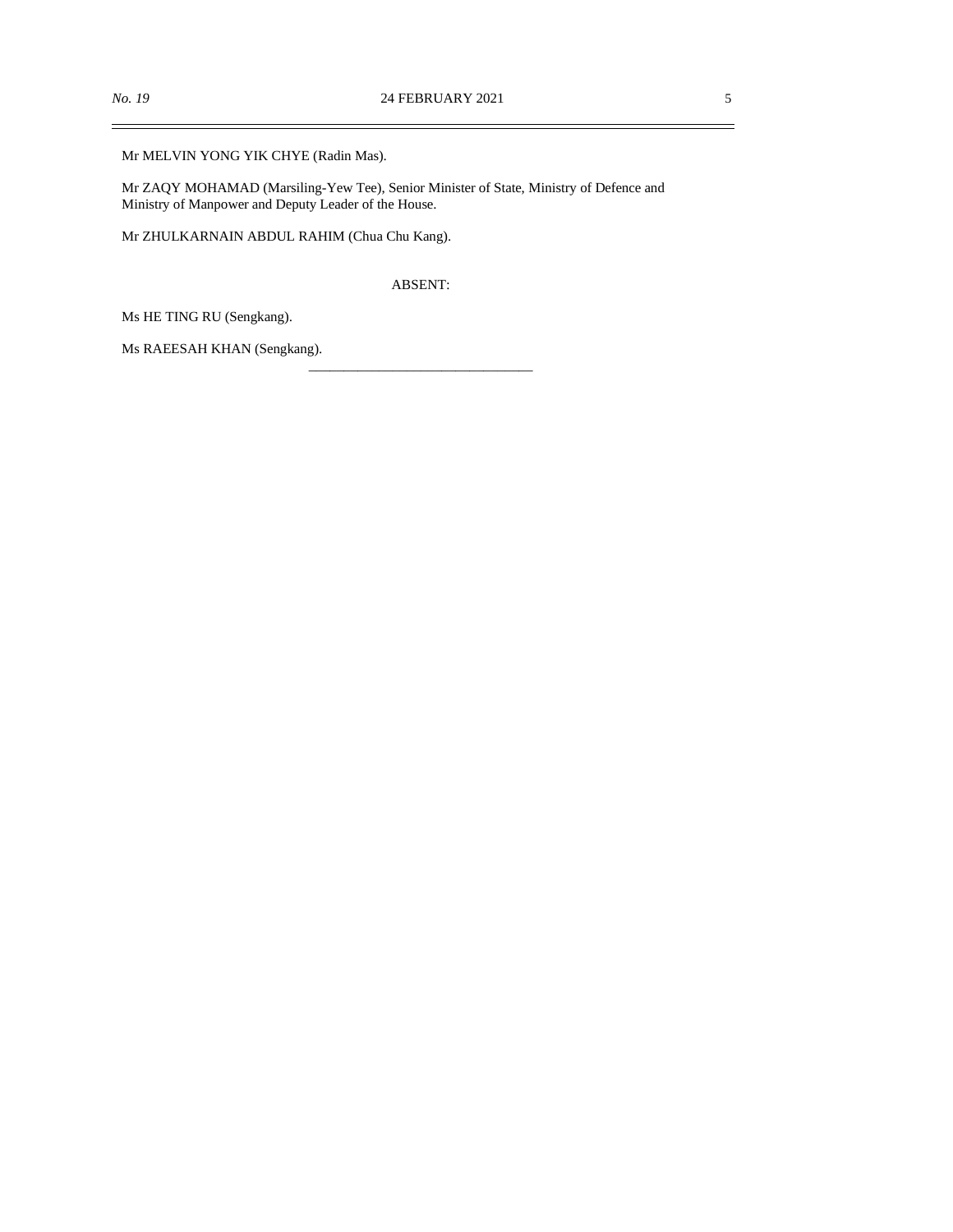Mr MELVIN YONG YIK CHYE (Radin Mas).

Mr ZAQY MOHAMAD (Marsiling-Yew Tee), Senior Minister of State, Ministry of Defence and Ministry of Manpower and Deputy Leader of the House.

Mr ZHULKARNAIN ABDUL RAHIM (Chua Chu Kang).

ABSENT:

Ms HE TING RU (Sengkang).

Ms RAEESAH KHAN (Sengkang).

---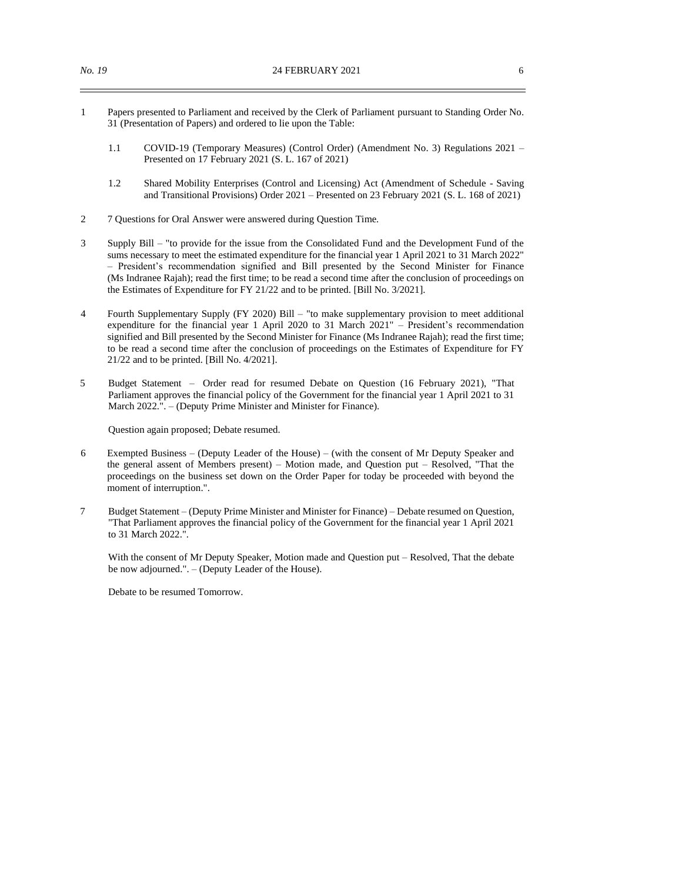1 Papers presented to Parliament and received by the Clerk of Parliament pursuant to Standing Order No. 31 (Presentation of Papers) and ordered to lie upon the Table:

 1.1 COVID-19 (Temporary Measures) (Control Order) (Amendment No. 3) Regulations 2021 – Presented on 17 February 2021 (S. L. 167 of 2021)

 1.2 Shared Mobility Enterprises (Control and Licensing) Act (Amendment of Schedule - Saving and Transitional Provisions) Order 2021 – Presented on 23 February 2021 (S. L. 168 of 2021)

2 7 Questions for Oral Answer were answered during Question Time.

3 Supply Bill – "to provide for the issue from the Consolidated Fund and the Development Fund of the sums necessary to meet the estimated expenditure for the financial year 1 April 2021 to 31 March 2022" – President's recommendation signified and Bill presented by the Second Minister for Finance (Ms Indranee Rajah); read the first time; to be read a second time after the conclusion of proceedings on the Estimates of Expenditure for FY 21/22 and to be printed. [Bill No. 3/2021].

4 Fourth Supplementary Supply (FY 2020) Bill – "to make supplementary provision to meet additional expenditure for the financial year 1 April 2020 to 31 March 2021" – President's recommendation signified and Bill presented by the Second Minister for Finance (Ms Indranee Rajah); read the first time; to be read a second time after the conclusion of proceedings on the Estimates of Expenditure for FY 21/22 and to be printed. [Bill No. 4/2021].

5 Budget Statement – Order read for resumed Debate on Question (16 February 2021), "That Parliament approves the financial policy of the Government for the financial year 1 April 2021 to 31 March 2022.". – (Deputy Prime Minister and Minister for Finance).

 Question again proposed; Debate resumed.

6 Exempted Business – (Deputy Leader of the House) – (with the consent of Mr Deputy Speaker and the general assent of Members present) – Motion made, and Question put – Resolved, "That the proceedings on the business set down on the Order Paper for today be proceeded with beyond the moment of interruption.".

7 Budget Statement – (Deputy Prime Minister and Minister for Finance) – Debate resumed on Question, "That Parliament approves the financial policy of the Government for the financial year 1 April 2021 to 31 March 2022.".

 With the consent of Mr Deputy Speaker, Motion made and Question put – Resolved, That the debate be now adjourned.". – (Deputy Leader of the House).

 Debate to be resumed Tomorrow.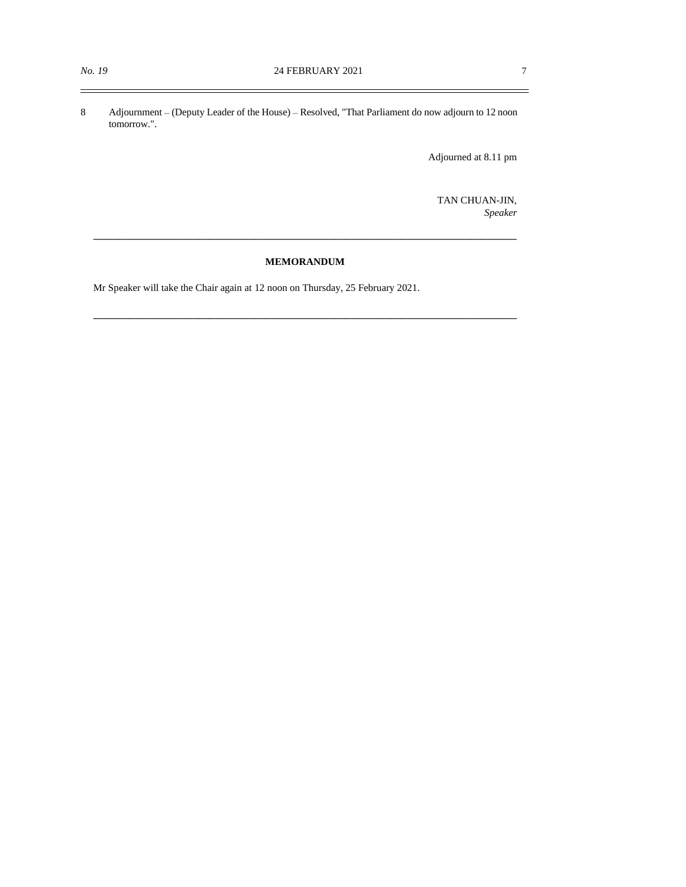8 Adjournment – (Deputy Leader of the House) – Resolved, "That Parliament do now adjourn to 12 noon tomorrow.".

Adjourned at 8.11 pm

TAN CHUAN-JIN,
*Speaker*

---

**MEMORANDUM**

Mr Speaker will take the Chair again at 12 noon on Thursday, 25 February 2021.

---